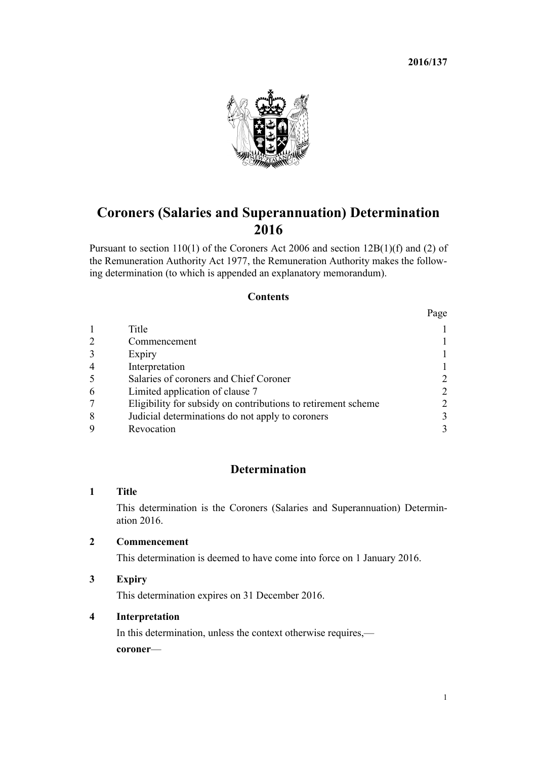**2016/137**

# Coroners (Salaries and Superannuation) Determination 2016

Pursuant to section 110(1) of the Coroners Act 2006 and section 12B(1)(f) and (2) of the Remuneration Authority Act 1977, the Remuneration Authority makes the following determination (to which is appended an explanatory memorandum).

## Contents

| | | Page |
|---|---|---|
| 1 | Title | 1 |
| 2 | Commencement | 1 |
| 3 | Expiry | 1 |
| 4 | Interpretation | 1 |
| 5 | Salaries of coroners and Chief Coroner | 2 |
| 6 | Limited application of clause 7 | 2 |
| 7 | Eligibility for subsidy on contributions to retirement scheme | 2 |
| 8 | Judicial determinations do not apply to coroners | 3 |
| 9 | Revocation | 3 |

## Determination

### 1 Title

This determination is the Coroners (Salaries and Superannuation) Determination 2016.

### 2 Commencement

This determination is deemed to have come into force on 1 January 2016.

### 3 Expiry

This determination expires on 31 December 2016.

### 4 Interpretation

In this determination, unless the context otherwise requires,—

**coroner**—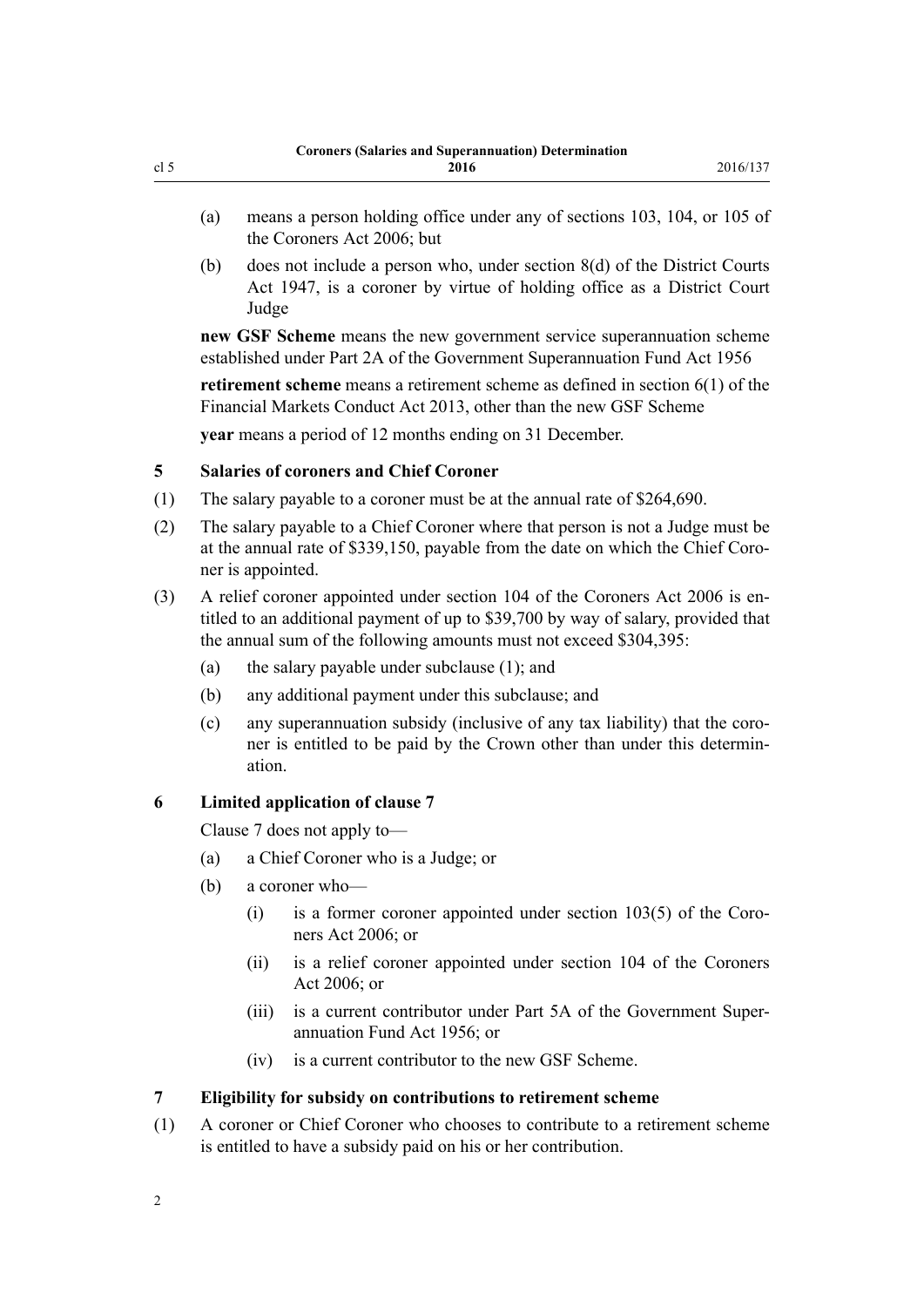(a) means a person holding office under any of sections 103, 104, or 105 of the Coroners Act 2006; but

(b) does not include a person who, under section 8(d) of the District Courts Act 1947, is a coroner by virtue of holding office as a District Court Judge

**new GSF Scheme** means the new government service superannuation scheme established under Part 2A of the Government Superannuation Fund Act 1956

**retirement scheme** means a retirement scheme as defined in section 6(1) of the Financial Markets Conduct Act 2013, other than the new GSF Scheme

**year** means a period of 12 months ending on 31 December.

### 5 Salaries of coroners and Chief Coroner

(1) The salary payable to a coroner must be at the annual rate of $264,690.

(2) The salary payable to a Chief Coroner where that person is not a Judge must be at the annual rate of $339,150, payable from the date on which the Chief Coroner is appointed.

(3) A relief coroner appointed under section 104 of the Coroners Act 2006 is entitled to an additional payment of up to $39,700 by way of salary, provided that the annual sum of the following amounts must not exceed $304,395:

- (a) the salary payable under subclause (1); and
- (b) any additional payment under this subclause; and
- (c) any superannuation subsidy (inclusive of any tax liability) that the coroner is entitled to be paid by the Crown other than under this determination.

### 6 Limited application of clause 7

Clause 7 does not apply to—

- (a) a Chief Coroner who is a Judge; or
- (b) a coroner who—
  - (i) is a former coroner appointed under section 103(5) of the Coroners Act 2006; or
  - (ii) is a relief coroner appointed under section 104 of the Coroners Act 2006; or
  - (iii) is a current contributor under Part 5A of the Government Superannuation Fund Act 1956; or
  - (iv) is a current contributor to the new GSF Scheme.

### 7 Eligibility for subsidy on contributions to retirement scheme

(1) A coroner or Chief Coroner who chooses to contribute to a retirement scheme is entitled to have a subsidy paid on his or her contribution.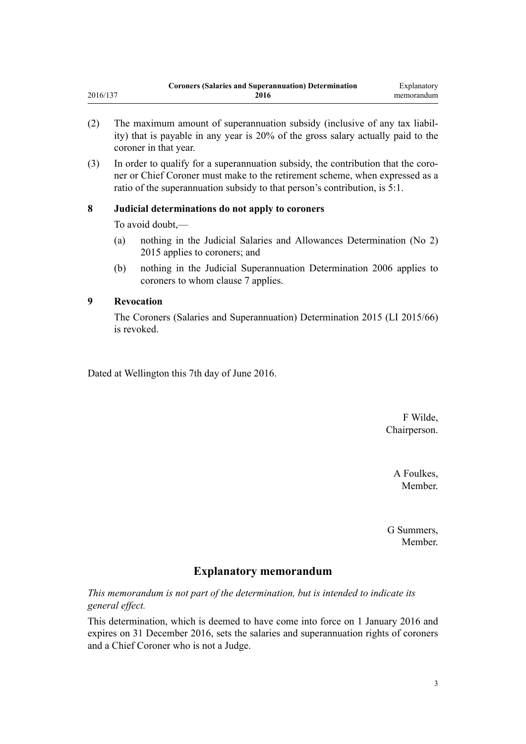(2) The maximum amount of superannuation subsidy (inclusive of any tax liability) that is payable in any year is 20% of the gross salary actually paid to the coroner in that year.

(3) In order to qualify for a superannuation subsidy, the contribution that the coroner or Chief Coroner must make to the retirement scheme, when expressed as a ratio of the superannuation subsidy to that person's contribution, is 5:1.

### 8 Judicial determinations do not apply to coroners

To avoid doubt,—

(a) nothing in the Judicial Salaries and Allowances Determination (No 2) 2015 applies to coroners; and

(b) nothing in the Judicial Superannuation Determination 2006 applies to coroners to whom clause 7 applies.

### 9 Revocation

The Coroners (Salaries and Superannuation) Determination 2015 (LI 2015/66) is revoked.

Dated at Wellington this 7th day of June 2016.

F Wilde,
Chairperson.

A Foulkes,
Member.

G Summers,
Member.

## Explanatory memorandum

*This memorandum is not part of the determination, but is intended to indicate its general effect.*

This determination, which is deemed to have come into force on 1 January 2016 and expires on 31 December 2016, sets the salaries and superannuation rights of coroners and a Chief Coroner who is not a Judge.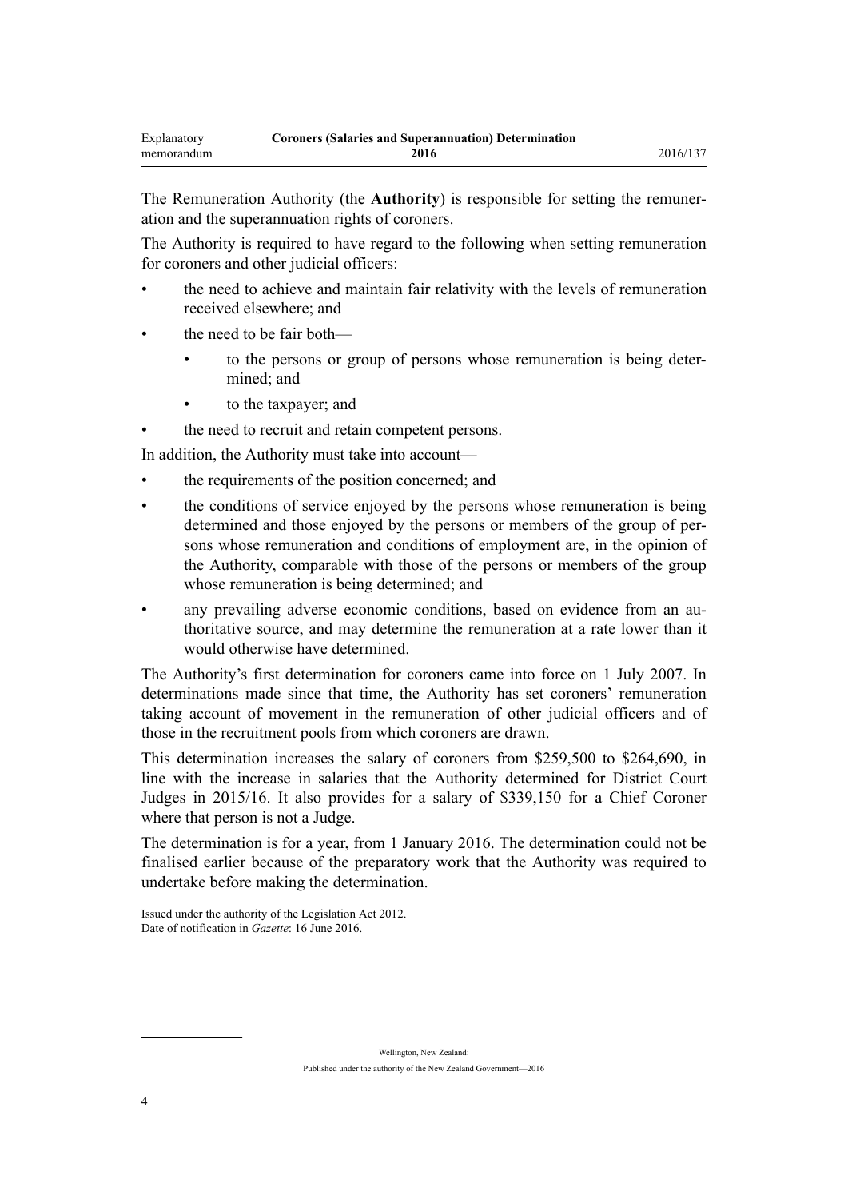The Remuneration Authority (the **Authority**) is responsible for setting the remuneration and the superannuation rights of coroners.

The Authority is required to have regard to the following when setting remuneration for coroners and other judicial officers:

- the need to achieve and maintain fair relativity with the levels of remuneration received elsewhere; and
- the need to be fair both—
  - to the persons or group of persons whose remuneration is being determined; and
  - to the taxpayer; and
- the need to recruit and retain competent persons.

In addition, the Authority must take into account—

- the requirements of the position concerned; and
- the conditions of service enjoyed by the persons whose remuneration is being determined and those enjoyed by the persons or members of the group of persons whose remuneration and conditions of employment are, in the opinion of the Authority, comparable with those of the persons or members of the group whose remuneration is being determined; and
- any prevailing adverse economic conditions, based on evidence from an authoritative source, and may determine the remuneration at a rate lower than it would otherwise have determined.

The Authority's first determination for coroners came into force on 1 July 2007. In determinations made since that time, the Authority has set coroners' remuneration taking account of movement in the remuneration of other judicial officers and of those in the recruitment pools from which coroners are drawn.

This determination increases the salary of coroners from $259,500 to $264,690, in line with the increase in salaries that the Authority determined for District Court Judges in 2015/16. It also provides for a salary of $339,150 for a Chief Coroner where that person is not a Judge.

The determination is for a year, from 1 January 2016. The determination could not be finalised earlier because of the preparatory work that the Authority was required to undertake before making the determination.

Issued under the authority of the Legislation Act 2012.
Date of notification in *Gazette*: 16 June 2016.

Wellington, New Zealand:
Published under the authority of the New Zealand Government—2016